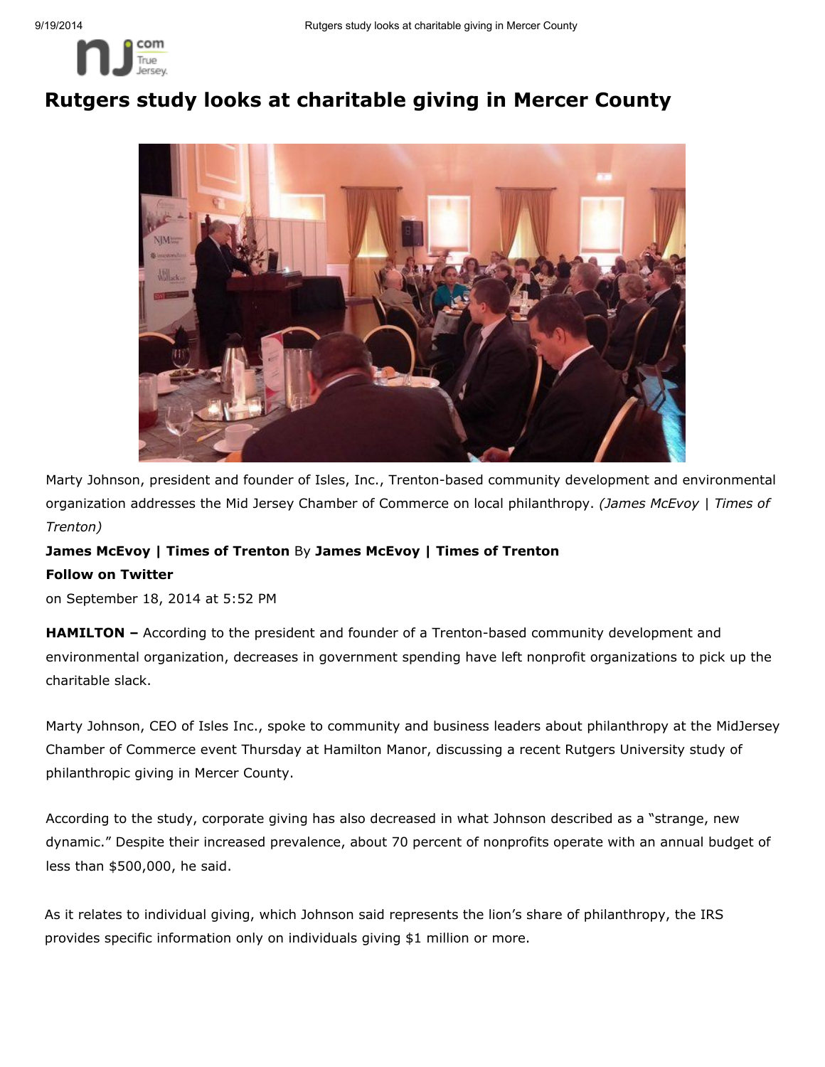# Rutgers study looks at charitable giving in Mercer County

Marty Johnson, president and founder of Isles, Inc., Trenton-based community development and environmental organization addresses the Mid Jersey Chamber of Commerce on local philanthropy. *(James McEvoy | Times of Trenton)*

**James McEvoy | Times of Trenton** By **James McEvoy | Times of Trenton**
**Follow on Twitter**
on September 18, 2014 at 5:52 PM

**HAMILTON –** According to the president and founder of a Trenton-based community development and environmental organization, decreases in government spending have left nonprofit organizations to pick up the charitable slack.

Marty Johnson, CEO of Isles Inc., spoke to community and business leaders about philanthropy at the MidJersey Chamber of Commerce event Thursday at Hamilton Manor, discussing a recent Rutgers University study of philanthropic giving in Mercer County.

According to the study, corporate giving has also decreased in what Johnson described as a "strange, new dynamic." Despite their increased prevalence, about 70 percent of nonprofits operate with an annual budget of less than $500,000, he said.

As it relates to individual giving, which Johnson said represents the lion's share of philanthropy, the IRS provides specific information only on individuals giving $1 million or more.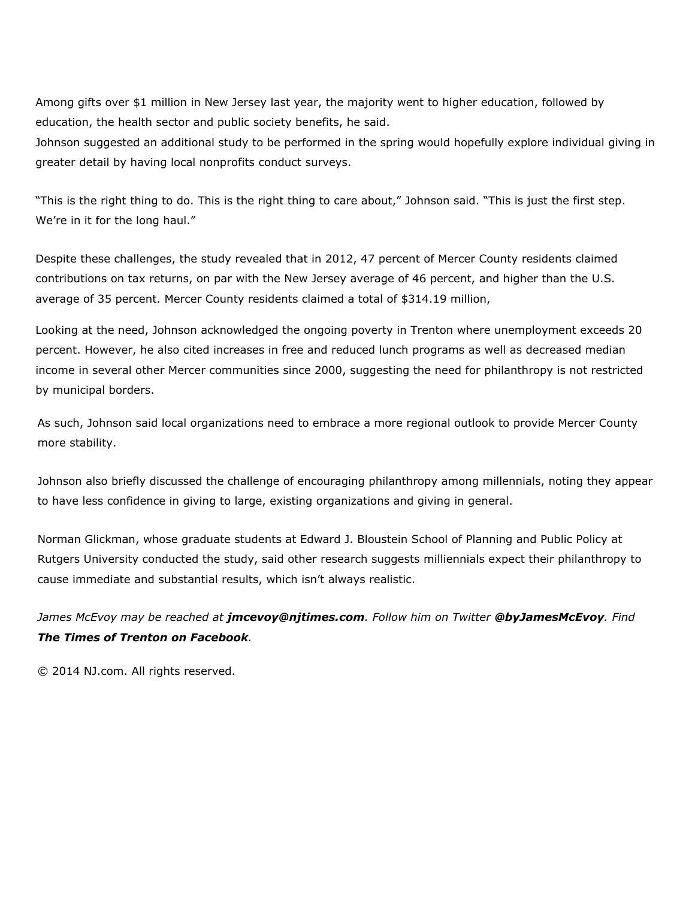Among gifts over $1 million in New Jersey last year, the majority went to higher education, followed by education, the health sector and public society benefits, he said.
Johnson suggested an additional study to be performed in the spring would hopefully explore individual giving in greater detail by having local nonprofits conduct surveys.

"This is the right thing to do. This is the right thing to care about," Johnson said. "This is just the first step. We're in it for the long haul."

Despite these challenges, the study revealed that in 2012, 47 percent of Mercer County residents claimed contributions on tax returns, on par with the New Jersey average of 46 percent, and higher than the U.S. average of 35 percent. Mercer County residents claimed a total of $314.19 million,

Looking at the need, Johnson acknowledged the ongoing poverty in Trenton where unemployment exceeds 20 percent. However, he also cited increases in free and reduced lunch programs as well as decreased median income in several other Mercer communities since 2000, suggesting the need for philanthropy is not restricted by municipal borders.

As such, Johnson said local organizations need to embrace a more regional outlook to provide Mercer County more stability.

Johnson also briefly discussed the challenge of encouraging philanthropy among millennials, noting they appear to have less confidence in giving to large, existing organizations and giving in general.

Norman Glickman, whose graduate students at Edward J. Bloustein School of Planning and Public Policy at Rutgers University conducted the study, said other research suggests milliennials expect their philanthropy to cause immediate and substantial results, which isn't always realistic.

*James McEvoy may be reached at **jmcevoy@njtimes.com**. Follow him on Twitter **@byJamesMcEvoy**. Find **The Times of Trenton on Facebook**.*

© 2014 NJ.com. All rights reserved.